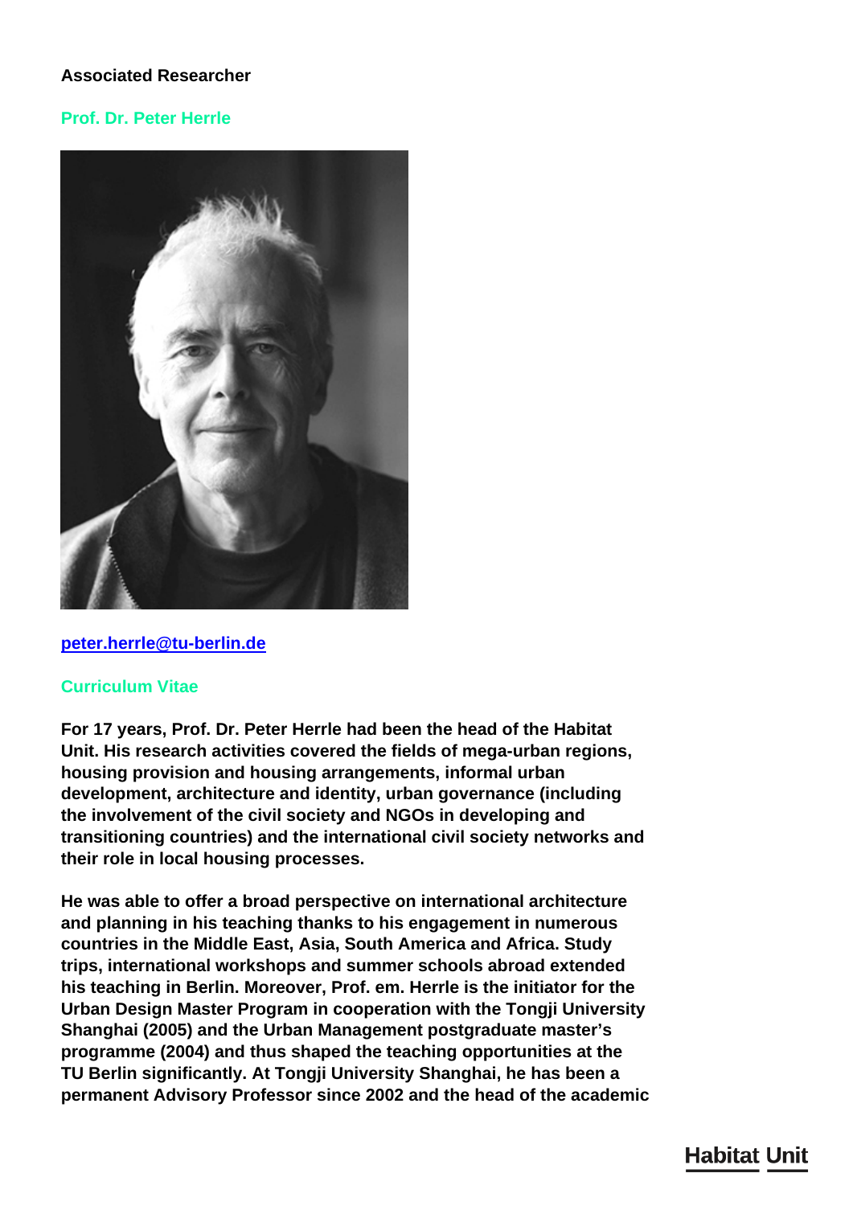**Associated Researcher**

## Prof. Dr. Peter Herrle

[peter.herrle@tu-berlin.de](mailto:peter.herrle@tu-berlin.de)

### Curriculum Vitae

**For 17 years, Prof. Dr. Peter Herrle had been the head of the Habitat Unit. His research activities covered the fields of mega-urban regions, housing provision and housing arrangements, informal urban development, architecture and identity, urban governance (including the involvement of the civil society and NGOs in developing and transitioning countries) and the international civil society networks and their role in local housing processes.**

**He was able to offer a broad perspective on international architecture and planning in his teaching thanks to his engagement in numerous countries in the Middle East, Asia, South America and Africa. Study trips, international workshops and summer schools abroad extended his teaching in Berlin. Moreover, Prof. em. Herrle is the initiator for the Urban Design Master Program in cooperation with the Tongji University Shanghai (2005) and the Urban Management postgraduate master's programme (2004) and thus shaped the teaching opportunities at the TU Berlin significantly. At Tongji University Shanghai, he has been a permanent Advisory Professor since 2002 and the head of the academic**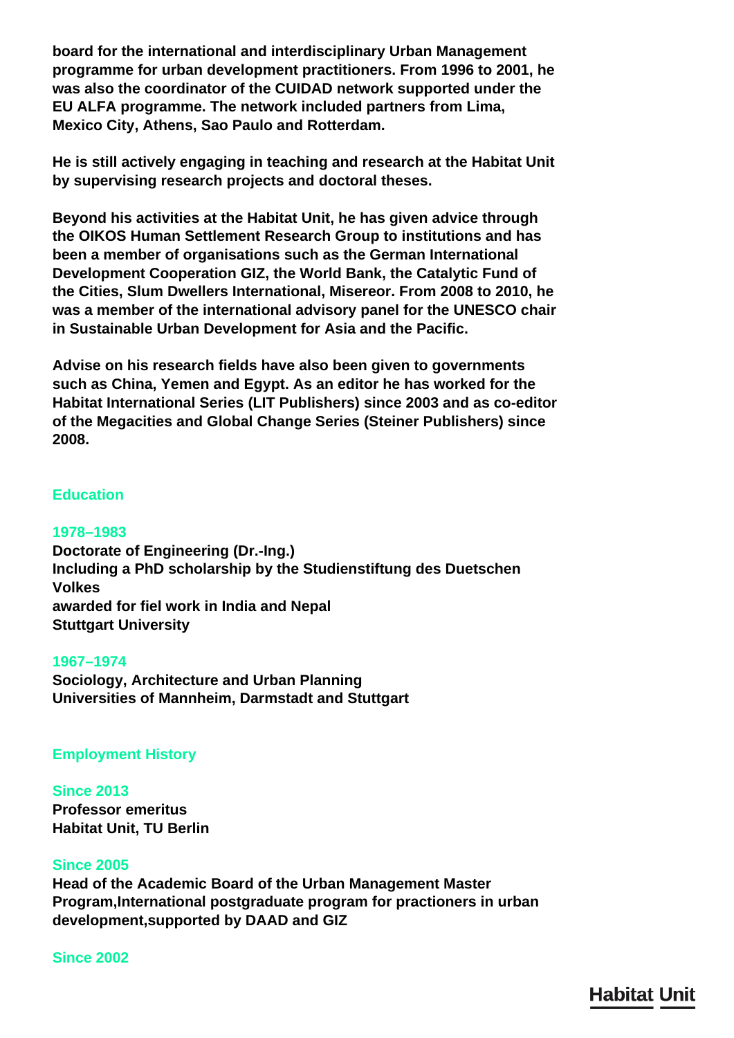board for the international and interdisciplinary Urban Management programme for urban development practitioners. From 1996 to 2001, he was also the coordinator of the CUIDAD network supported under the EU ALFA programme. The network included partners from Lima, Mexico City, Athens, Sao Paulo and Rotterdam.

He is still actively engaging in teaching and research at the Habitat Unit by supervising research projects and doctoral theses.

Beyond his activities at the Habitat Unit, he has given advice through the OIKOS Human Settlement Research Group to institutions and has been a member of organisations such as the German International Development Cooperation GIZ, the World Bank, the Catalytic Fund of the Cities, Slum Dwellers International, Misereor. From 2008 to 2010, he was a member of the international advisory panel for the UNESCO chair in Sustainable Urban Development for Asia and the Pacific.

Advise on his research fields have also been given to governments such as China, Yemen and Egypt. As an editor he has worked for the Habitat International Series (LIT Publishers) since 2003 and as co-editor of the Megacities and Global Change Series (Steiner Publishers) since 2008.

## Education

**1978–1983**
Doctorate of Engineering (Dr.-Ing.)
Including a PhD scholarship by the Studienstiftung des Duetschen Volkes
awarded for fiel work in India and Nepal
Stuttgart University

**1967–1974**
Sociology, Architecture and Urban Planning
Universities of Mannheim, Darmstadt and Stuttgart

## Employment History

**Since 2013**
Professor emeritus
Habitat Unit, TU Berlin

**Since 2005**
Head of the Academic Board of the Urban Management Master Program,International postgraduate program for practioners in urban development,supported by DAAD and GIZ

**Since 2002**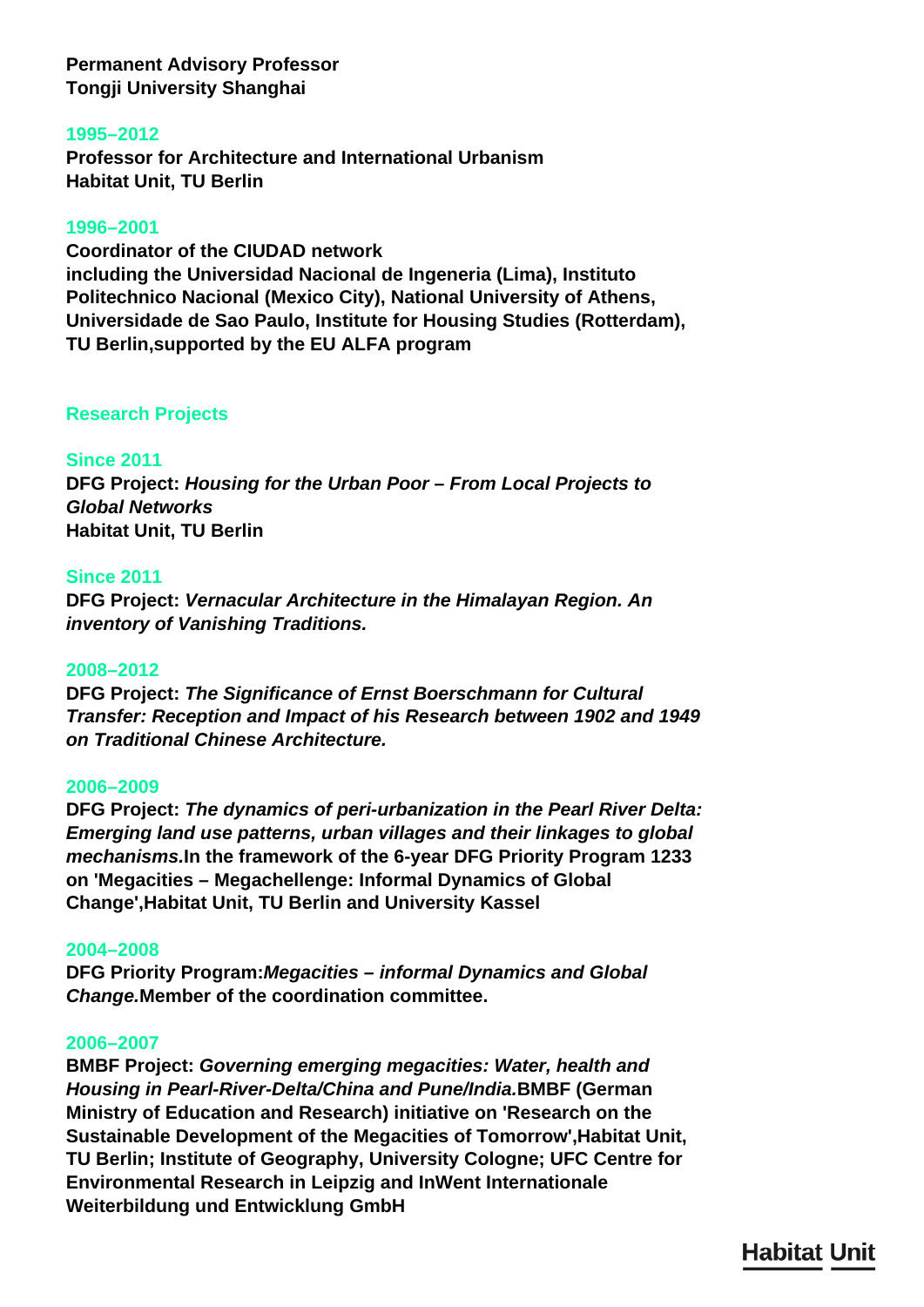**Permanent Advisory Professor**
**Tongji University Shanghai**

**1995–2012**
**Professor for Architecture and International Urbanism**
**Habitat Unit, TU Berlin**

**1996–2001**
**Coordinator of the CIUDAD network**
**including the Universidad Nacional de Ingeneria (Lima), Instituto Politechnico Nacional (Mexico City), National University of Athens, Universidade de Sao Paulo, Institute for Housing Studies (Rotterdam), TU Berlin,supported by the EU ALFA program**

## Research Projects

**Since 2011**
**DFG Project:** ***Housing for the Urban Poor – From Local Projects to Global Networks***
**Habitat Unit, TU Berlin**

**Since 2011**
**DFG Project:** ***Vernacular Architecture in the Himalayan Region. An inventory of Vanishing Traditions.***

**2008–2012**
**DFG Project:** ***The Significance of Ernst Boerschmann for Cultural Transfer: Reception and Impact of his Research between 1902 and 1949 on Traditional Chinese Architecture.***

**2006–2009**
**DFG Project:** ***The dynamics of peri-urbanization in the Pearl River Delta: Emerging land use patterns, urban villages and their linkages to global mechanisms.*****In the framework of the 6-year DFG Priority Program 1233 on 'Megacities – Megachellenge: Informal Dynamics of Global Change',Habitat Unit, TU Berlin and University Kassel**

**2004–2008**
**DFG Priority Program:*****Megacities – informal Dynamics and Global Change.*****Member of the coordination committee.**

**2006–2007**
**BMBF Project:** ***Governing emerging megacities: Water, health and Housing in Pearl-River-Delta/China and Pune/India.*****BMBF (German Ministry of Education and Research) initiative on 'Research on the Sustainable Development of the Megacities of Tomorrow',Habitat Unit, TU Berlin; Institute of Geography, University Cologne; UFC Centre for Environmental Research in Leipzig and InWent Internationale Weiterbildung und Entwicklung GmbH**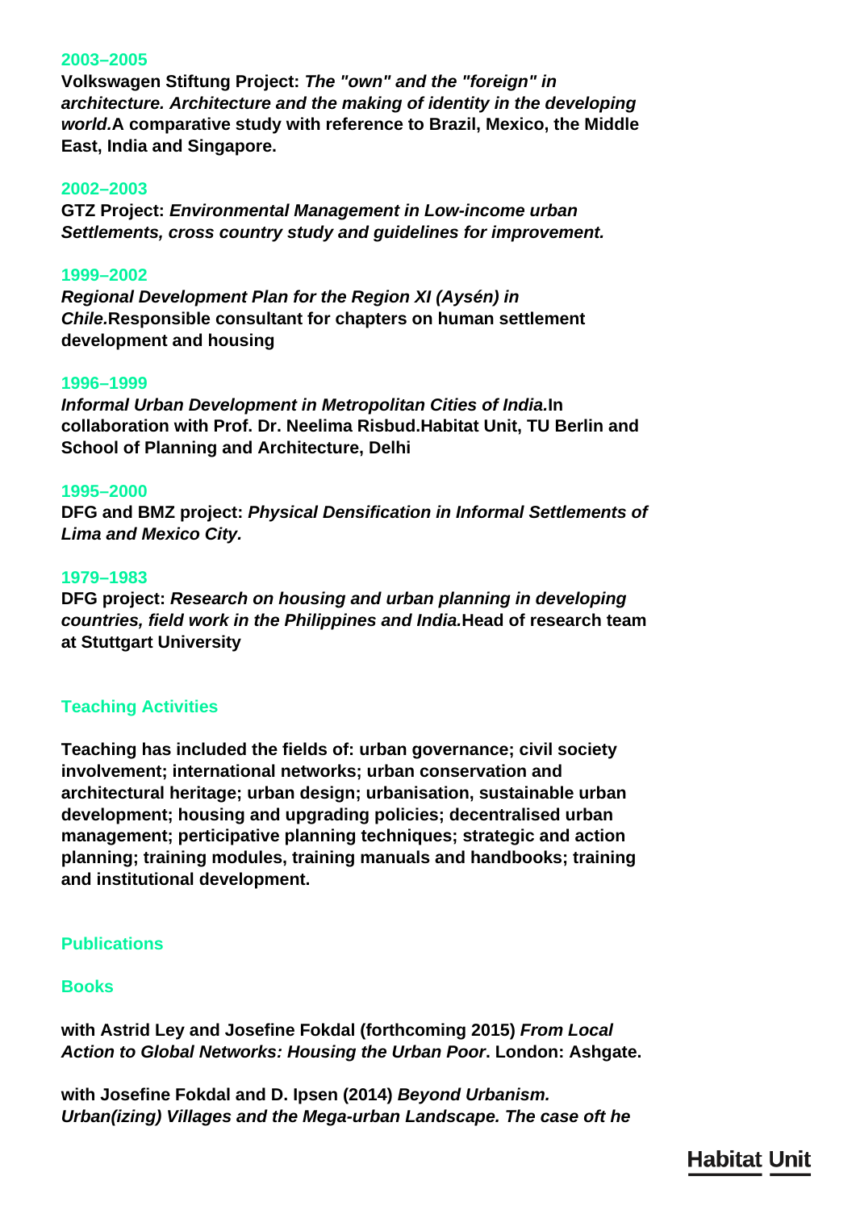**2003–2005**

**Volkswagen Stiftung Project:** ***The "own" and the "foreign" in architecture. Architecture and the making of identity in the developing world.*** **A comparative study with reference to Brazil, Mexico, the Middle East, India and Singapore.**

**2002–2003**

**GTZ Project:** ***Environmental Management in Low-income urban Settlements, cross country study and guidelines for improvement.***

**1999–2002**

***Regional Development Plan for the Region XI (Aysén) in Chile.*** **Responsible consultant for chapters on human settlement development and housing**

**1996–1999**

***Informal Urban Development in Metropolitan Cities of India.*** **In collaboration with Prof. Dr. Neelima Risbud.Habitat Unit, TU Berlin and School of Planning and Architecture, Delhi**

**1995–2000**

**DFG and BMZ project:** ***Physical Densification in Informal Settlements of Lima and Mexico City.***

**1979–1983**

**DFG project:** ***Research on housing and urban planning in developing countries, field work in the Philippines and India.*** **Head of research team at Stuttgart University**

## Teaching Activities

**Teaching has included the fields of: urban governance; civil society involvement; international networks; urban conservation and architectural heritage; urban design; urbanisation, sustainable urban development; housing and upgrading policies; decentralised urban management; participative planning techniques; strategic and action planning; training modules, training manuals and handbooks; training and institutional development.**

## Publications

### Books

**with Astrid Ley and Josefine Fokdal (forthcoming 2015)** ***From Local Action to Global Networks: Housing the Urban Poor*****. London: Ashgate.**

**with Josefine Fokdal and D. Ipsen (2014)** ***Beyond Urbanism. Urban(izing) Villages and the Mega-urban Landscape. The case oft he***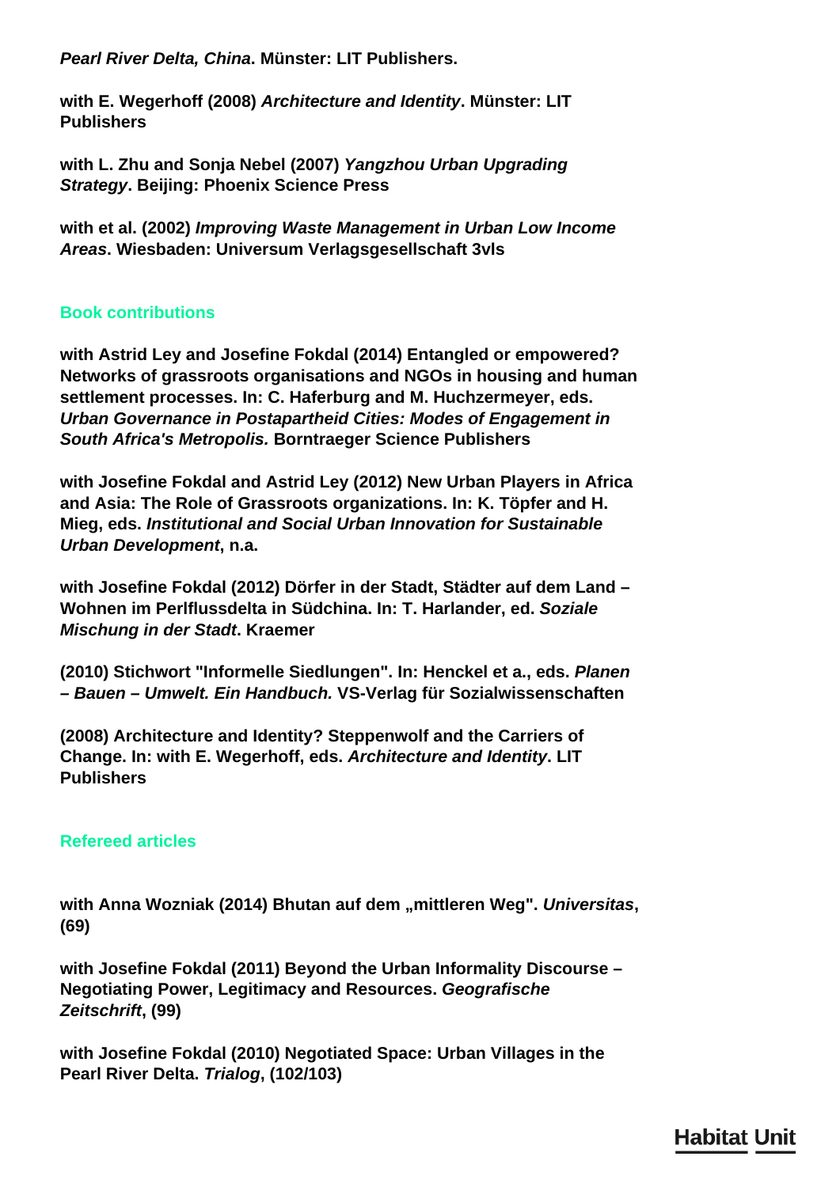***Pearl River Delta, China*. Münster: LIT Publishers.**

**with E. Wegerhoff (2008) *Architecture and Identity*. Münster: LIT Publishers**

**with L. Zhu and Sonja Nebel (2007) *Yangzhou Urban Upgrading Strategy*. Beijing: Phoenix Science Press**

**with et al. (2002) *Improving Waste Management in Urban Low Income Areas*. Wiesbaden: Universum Verlagsgesellschaft 3vls**

## Book contributions

**with Astrid Ley and Josefine Fokdal (2014) Entangled or empowered? Networks of grassroots organisations and NGOs in housing and human settlement processes. In: C. Haferburg and M. Huchzermeyer, eds. *Urban Governance in Postapartheid Cities: Modes of Engagement in South Africa's Metropolis.* Borntraeger Science Publishers**

**with Josefine Fokdal and Astrid Ley (2012) New Urban Players in Africa and Asia: The Role of Grassroots organizations. In: K. Töpfer and H. Mieg, eds. *Institutional and Social Urban Innovation for Sustainable Urban Development*, n.a.**

**with Josefine Fokdal (2012) Dörfer in der Stadt, Städter auf dem Land – Wohnen im Perlflussdelta in Südchina. In: T. Harlander, ed. *Soziale Mischung in der Stadt*. Kraemer**

**(2010) Stichwort "Informelle Siedlungen". In: Henckel et a., eds. *Planen – Bauen – Umwelt. Ein Handbuch.* VS-Verlag für Sozialwissenschaften**

**(2008) Architecture and Identity? Steppenwolf and the Carriers of Change. In: with E. Wegerhoff, eds. *Architecture and Identity*. LIT Publishers**

## Refereed articles

**with Anna Wozniak (2014) Bhutan auf dem „mittleren Weg". *Universitas*, (69)**

**with Josefine Fokdal (2011) Beyond the Urban Informality Discourse – Negotiating Power, Legitimacy and Resources. *Geografische Zeitschrift*, (99)**

**with Josefine Fokdal (2010) Negotiated Space: Urban Villages in the Pearl River Delta. *Trialog*, (102/103)**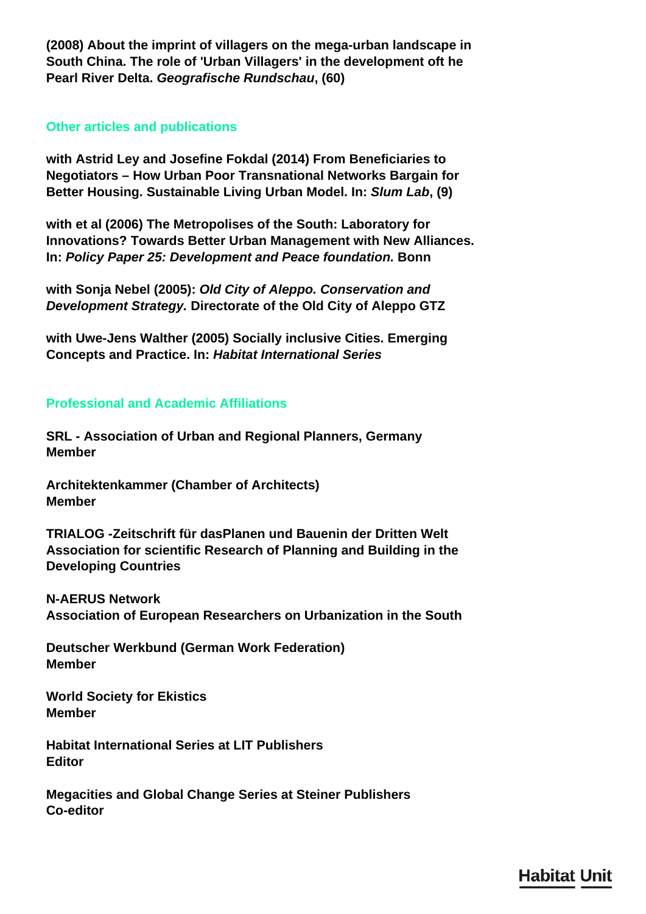**(2008) About the imprint of villagers on the mega-urban landscape in South China. The role of 'Urban Villagers' in the development oft he Pearl River Delta. *Geografische Rundschau*, (60)**

## Other articles and publications

**with Astrid Ley and Josefine Fokdal (2014) From Beneficiaries to Negotiators – How Urban Poor Transnational Networks Bargain for Better Housing. Sustainable Living Urban Model. In: *Slum Lab*, (9)**

**with et al (2006) The Metropolises of the South: Laboratory for Innovations? Towards Better Urban Management with New Alliances. In: *Policy Paper 25: Development and Peace foundation.* Bonn**

**with Sonja Nebel (2005): *Old City of Aleppo. Conservation and Development Strategy.* Directorate of the Old City of Aleppo GTZ**

**with Uwe-Jens Walther (2005) Socially inclusive Cities. Emerging Concepts and Practice. In: *Habitat International Series***

## Professional and Academic Affiliations

**SRL - Association of Urban and Regional Planners, Germany**
**Member**

**Architektenkammer (Chamber of Architects)**
**Member**

**TRIALOG -Zeitschrift für dasPlanen und Bauenin der Dritten Welt**
**Association for scientific Research of Planning and Building in the Developing Countries**

**N-AERUS Network**
**Association of European Researchers on Urbanization in the South**

**Deutscher Werkbund (German Work Federation)**
**Member**

**World Society for Ekistics**
**Member**

**Habitat International Series at LIT Publishers**
**Editor**

**Megacities and Global Change Series at Steiner Publishers**
**Co-editor**